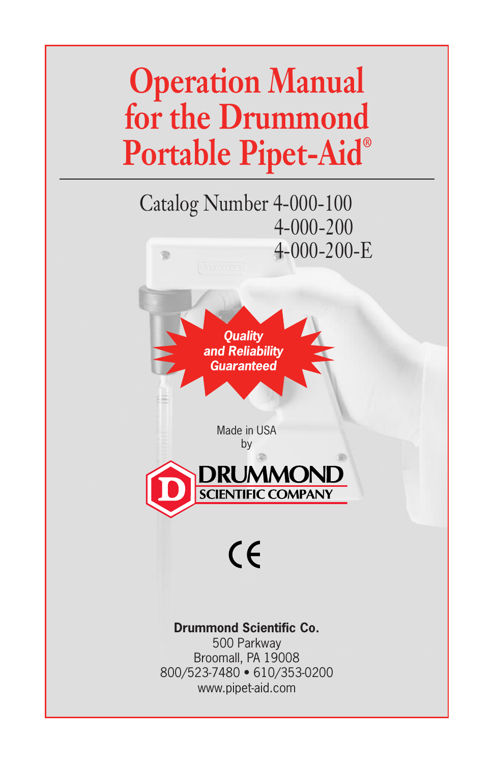# Operation Manual for the Drummond Portable Pipet-Aid®

Catalog Number 4-000-100
4-000-200
4-000-200-E

*Quality and Reliability Guaranteed*

Made in USA
by

**DRUMMOND SCIENTIFIC COMPANY**

CE

**Drummond Scientific Co.**
500 Parkway
Broomall, PA 19008
800/523-7480 • 610/353-0200
www.pipet-aid.com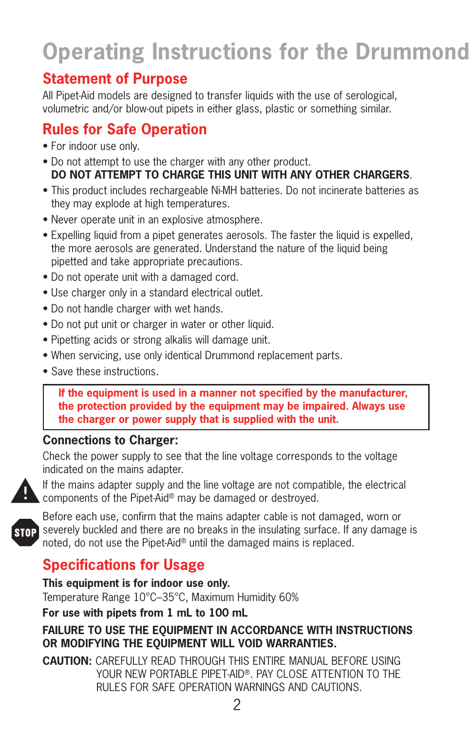# Operating Instructions for the Drummond

## Statement of Purpose

All Pipet-Aid models are designed to transfer liquids with the use of serological, volumetric and/or blow-out pipets in either glass, plastic or something similar.

## Rules for Safe Operation

- For indoor use only.
- Do not attempt to use the charger with any other product.
  **DO NOT ATTEMPT TO CHARGE THIS UNIT WITH ANY OTHER CHARGERS**.
- This product includes rechargeable Ni-MH batteries. Do not incinerate batteries as they may explode at high temperatures.
- Never operate unit in an explosive atmosphere.
- Expelling liquid from a pipet generates aerosols. The faster the liquid is expelled, the more aerosols are generated. Understand the nature of the liquid being pipetted and take appropriate precautions.
- Do not operate unit with a damaged cord.
- Use charger only in a standard electrical outlet.
- Do not handle charger with wet hands.
- Do not put unit or charger in water or other liquid.
- Pipetting acids or strong alkalis will damage unit.
- When servicing, use only identical Drummond replacement parts.
- Save these instructions.

**If the equipment is used in a manner not specified by the manufacturer, the protection provided by the equipment may be impaired. Always use the charger or power supply that is supplied with the unit.**

### Connections to Charger:

Check the power supply to see that the line voltage corresponds to the voltage indicated on the mains adapter.

If the mains adapter supply and the line voltage are not compatible, the electrical components of the Pipet-Aid® may be damaged or destroyed.

Before each use, confirm that the mains adapter cable is not damaged, worn or severely buckled and there are no breaks in the insulating surface. If any damage is noted, do not use the Pipet-Aid® until the damaged mains is replaced.

## Specifications for Usage

**This equipment is for indoor use only.**

Temperature Range 10°C–35°C, Maximum Humidity 60%

**For use with pipets from 1 mL to 100 mL**

**FAILURE TO USE THE EQUIPMENT IN ACCORDANCE WITH INSTRUCTIONS OR MODIFYING THE EQUIPMENT WILL VOID WARRANTIES.**

**CAUTION:** CAREFULLY READ THROUGH THIS ENTIRE MANUAL BEFORE USING YOUR NEW PORTABLE PIPET-AID®. PAY CLOSE ATTENTION TO THE RULES FOR SAFE OPERATION WARNINGS AND CAUTIONS.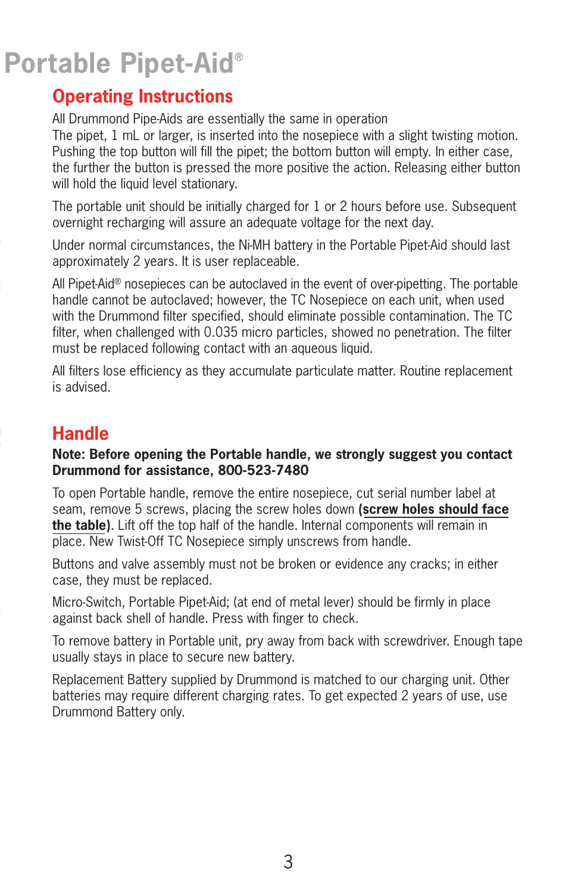# Portable Pipet-Aid®

## Operating Instructions

All Drummond Pipe-Aids are essentially the same in operation

The pipet, 1 mL or larger, is inserted into the nosepiece with a slight twisting motion. Pushing the top button will fill the pipet; the bottom button will empty. In either case, the further the button is pressed the more positive the action. Releasing either button will hold the liquid level stationary.

The portable unit should be initially charged for 1 or 2 hours before use. Subsequent overnight recharging will assure an adequate voltage for the next day.

Under normal circumstances, the Ni-MH battery in the Portable Pipet-Aid should last approximately 2 years. It is user replaceable.

All Pipet-Aid® nosepieces can be autoclaved in the event of over-pipetting. The portable handle cannot be autoclaved; however, the TC Nosepiece on each unit, when used with the Drummond filter specified, should eliminate possible contamination. The TC filter, when challenged with 0.035 micro particles, showed no penetration. The filter must be replaced following contact with an aqueous liquid.

All filters lose efficiency as they accumulate particulate matter. Routine replacement is advised.

## Handle

**Note: Before opening the Portable handle, we strongly suggest you contact Drummond for assistance, 800-523-7480**

To open Portable handle, remove the entire nosepiece, cut serial number label at seam, remove 5 screws, placing the screw holes down **(screw holes should face the table)**. Lift off the top half of the handle. Internal components will remain in place. New Twist-Off TC Nosepiece simply unscrews from handle.

Buttons and valve assembly must not be broken or evidence any cracks; in either case, they must be replaced.

Micro-Switch, Portable Pipet-Aid; (at end of metal lever) should be firmly in place against back shell of handle. Press with finger to check.

To remove battery in Portable unit, pry away from back with screwdriver. Enough tape usually stays in place to secure new battery.

Replacement Battery supplied by Drummond is matched to our charging unit. Other batteries may require different charging rates. To get expected 2 years of use, use Drummond Battery only.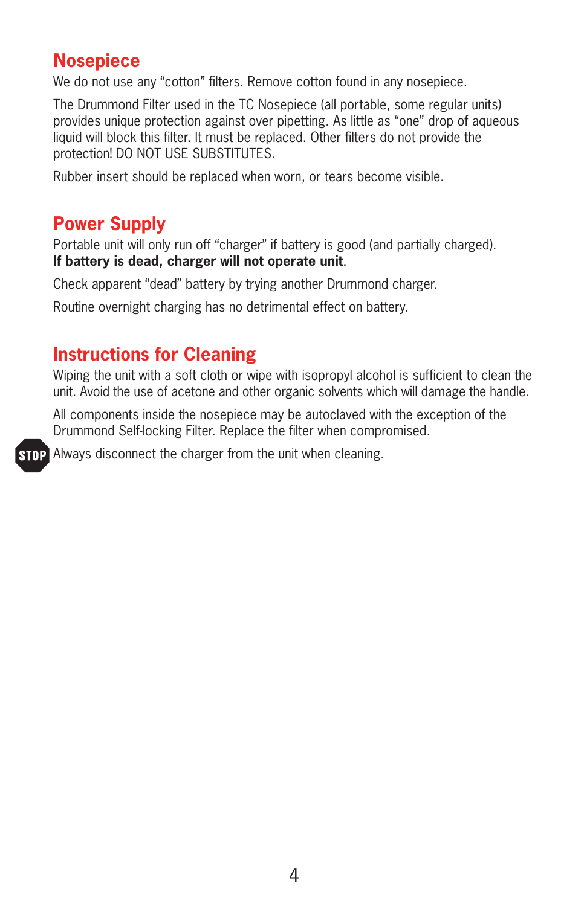## Nosepiece

We do not use any “cotton” filters. Remove cotton found in any nosepiece.

The Drummond Filter used in the TC Nosepiece (all portable, some regular units) provides unique protection against over pipetting. As little as “one” drop of aqueous liquid will block this filter. It must be replaced. Other filters do not provide the protection! DO NOT USE SUBSTITUTES.

Rubber insert should be replaced when worn, or tears become visible.

## Power Supply

Portable unit will only run off “charger” if battery is good (and partially charged). **If battery is dead, charger will not operate unit**.

Check apparent “dead” battery by trying another Drummond charger.

Routine overnight charging has no detrimental effect on battery.

## Instructions for Cleaning

Wiping the unit with a soft cloth or wipe with isopropyl alcohol is sufficient to clean the unit. Avoid the use of acetone and other organic solvents which will damage the handle.

All components inside the nosepiece may be autoclaved with the exception of the Drummond Self-locking Filter. Replace the filter when compromised.

STOP Always disconnect the charger from the unit when cleaning.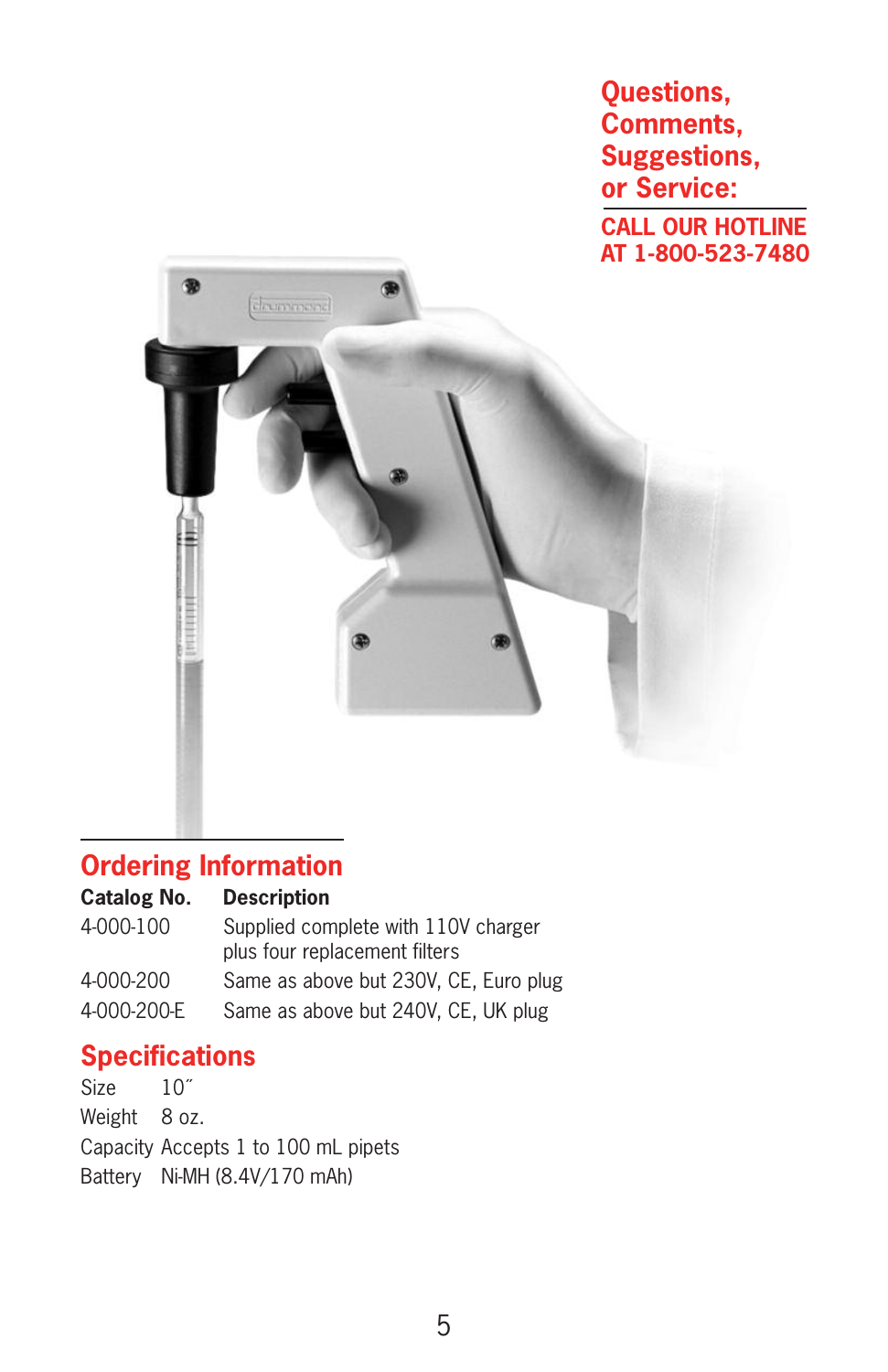**Questions, Comments, Suggestions, or Service:**

**CALL OUR HOTLINE AT 1-800-523-7480**

## Ordering Information

| Catalog No. | Description |
| --- | --- |
| 4-000-100 | Supplied complete with 110V charger plus four replacement filters |
| 4-000-200 | Same as above but 230V, CE, Euro plug |
| 4-000-200-E | Same as above but 240V, CE, UK plug |

## Specifications

| | |
| --- | --- |
| Size | 10″ |
| Weight | 8 oz. |
| Capacity | Accepts 1 to 100 mL pipets |
| Battery | Ni-MH (8.4V/170 mAh) |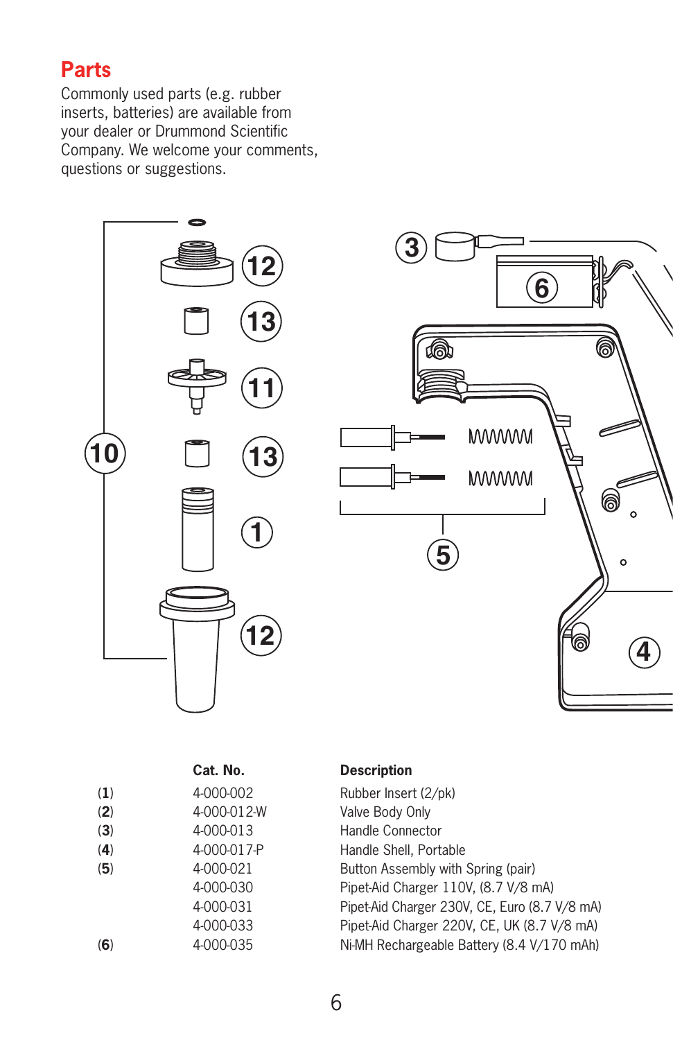## Parts

Commonly used parts (e.g. rubber inserts, batteries) are available from your dealer or Drummond Scientific Company. We welcome your comments, questions or suggestions.

| | Cat. No. | Description |
|---|---|---|
| (**1**) | 4-000-002 | Rubber Insert (2/pk) |
| (**2**) | 4-000-012-W | Valve Body Only |
| (**3**) | 4-000-013 | Handle Connector |
| (**4**) | 4-000-017-P | Handle Shell, Portable |
| (**5**) | 4-000-021 | Button Assembly with Spring (pair) |
| | 4-000-030 | Pipet-Aid Charger 110V, (8.7 V/8 mA) |
| | 4-000-031 | Pipet-Aid Charger 230V, CE, Euro (8.7 V/8 mA) |
| | 4-000-033 | Pipet-Aid Charger 220V, CE, UK (8.7 V/8 mA) |
| (**6**) | 4-000-035 | Ni-MH Rechargeable Battery (8.4 V/170 mAh) |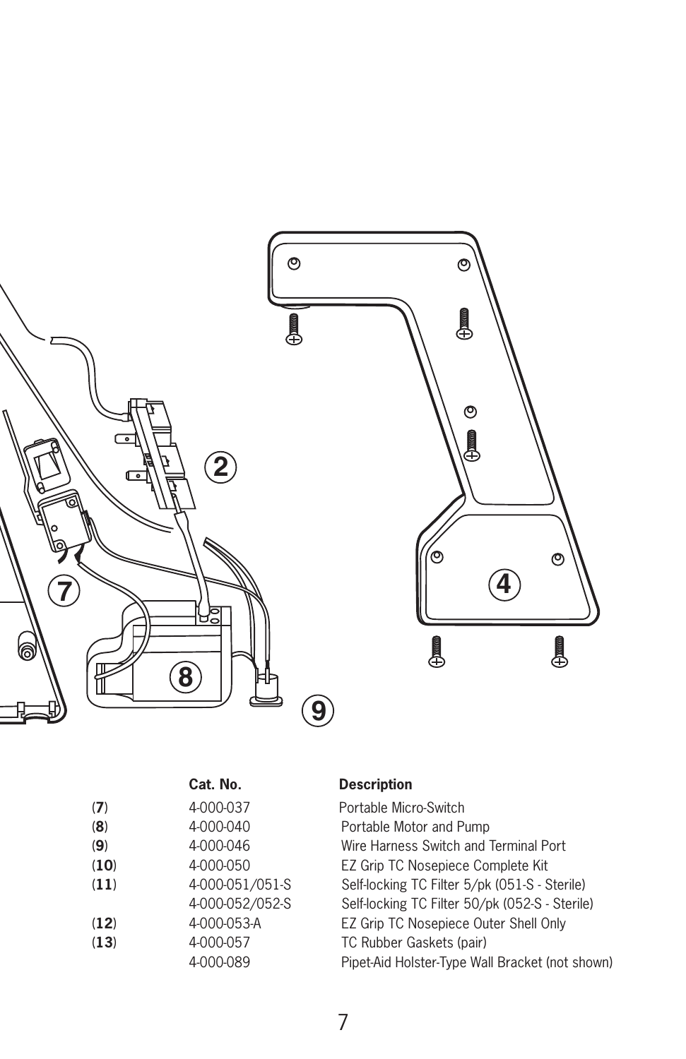| | Cat. No. | Description |
|---|---|---|
| (**7**) | 4-000-037 | Portable Micro-Switch |
| (**8**) | 4-000-040 | Portable Motor and Pump |
| (**9**) | 4-000-046 | Wire Harness Switch and Terminal Port |
| (**10**) | 4-000-050 | EZ Grip TC Nosepiece Complete Kit |
| (**11**) | 4-000-051/051-S | Self-locking TC Filter 5/pk (051-S - Sterile) |
| | 4-000-052/052-S | Self-locking TC Filter 50/pk (052-S - Sterile) |
| (**12**) | 4-000-053-A | EZ Grip TC Nosepiece Outer Shell Only |
| (**13**) | 4-000-057 | TC Rubber Gaskets (pair) |
| | 4-000-089 | Pipet-Aid Holster-Type Wall Bracket (not shown) |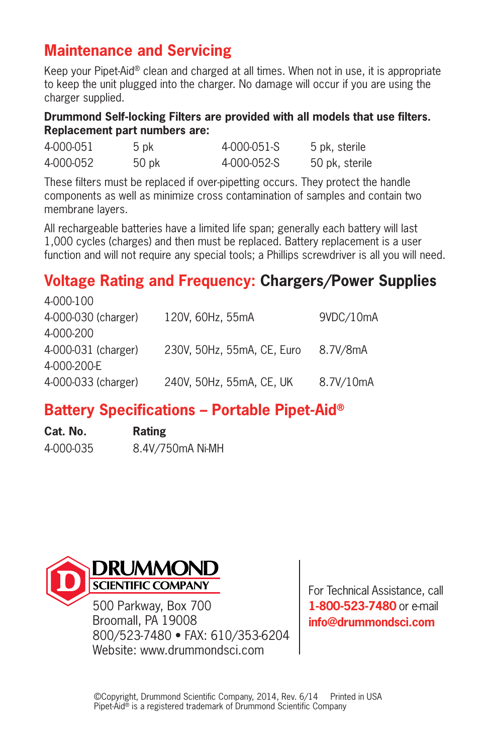## Maintenance and Servicing

Keep your Pipet-Aid® clean and charged at all times. When not in use, it is appropriate to keep the unit plugged into the charger. No damage will occur if you are using the charger supplied.

**Drummond Self-locking Filters are provided with all models that use filters. Replacement part numbers are:**

| | | | |
|---|---|---|---|
| 4-000-051 | 5 pk | 4-000-051-S | 5 pk, sterile |
| 4-000-052 | 50 pk | 4-000-052-S | 50 pk, sterile |

These filters must be replaced if over-pipetting occurs. They protect the handle components as well as minimize cross contamination of samples and contain two membrane layers.

All rechargeable batteries have a limited life span; generally each battery will last 1,000 cycles (charges) and then must be replaced. Battery replacement is a user function and will not require any special tools; a Phillips screwdriver is all you will need.

## Voltage Rating and Frequency: Chargers/Power Supplies

| | | |
|---|---|---|
| 4-000-100 | | |
| 4-000-030 (charger) | 120V, 60Hz, 55mA | 9VDC/10mA |
| 4-000-200 | | |
| 4-000-031 (charger) | 230V, 50Hz, 55mA, CE, Euro | 8.7V/8mA |
| 4-000-200-E | | |
| 4-000-033 (charger) | 240V, 50Hz, 55mA, CE, UK | 8.7V/10mA |

## Battery Specifications – Portable Pipet-Aid®

| Cat. No. | Rating |
|---|---|
| 4-000-035 | 8.4V/750mA Ni-MH |

**DRUMMOND SCIENTIFIC COMPANY**
500 Parkway, Box 700
Broomall, PA 19008
800/523-7480 • FAX: 610/353-6204
Website: www.drummondsci.com

For Technical Assistance, call **1-800-523-7480** or e-mail **info@drummondsci.com**

©Copyright, Drummond Scientific Company, 2014, Rev. 6/14 Printed in USA
Pipet-Aid® is a registered trademark of Drummond Scientific Company